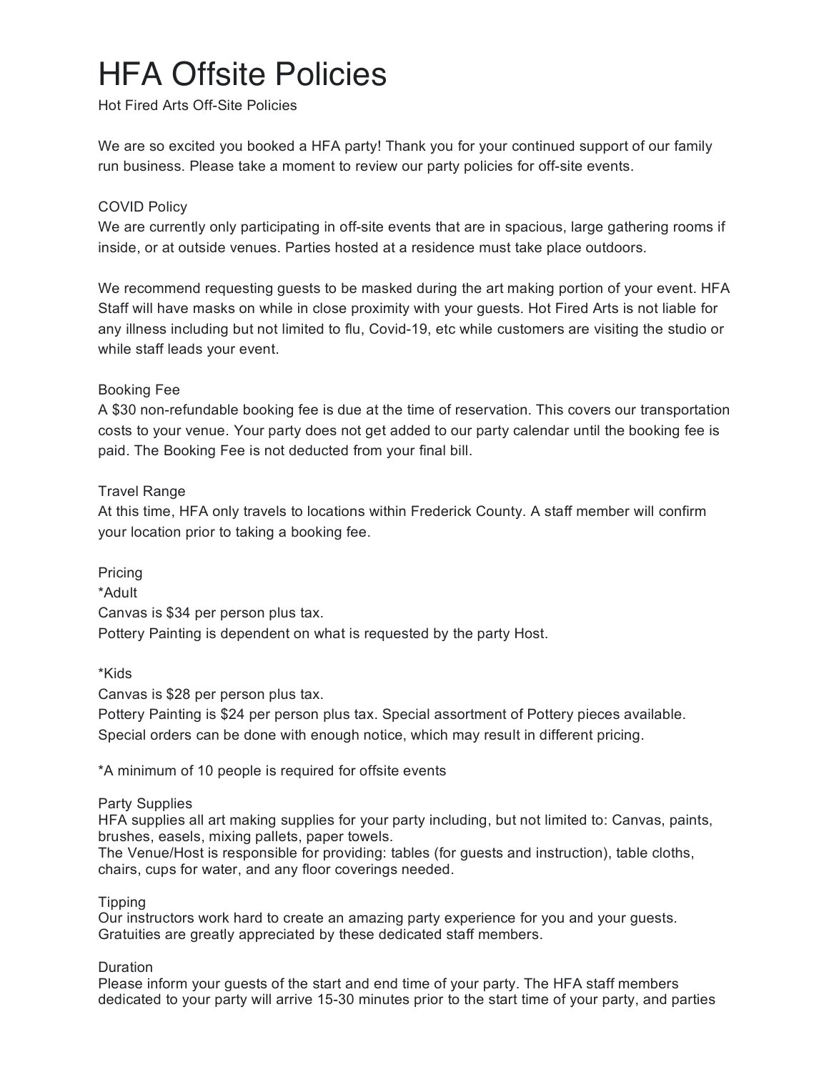# HFA Offsite Policies

Hot Fired Arts Off-Site Policies

We are so excited you booked a HFA party! Thank you for your continued support of our family run business. Please take a moment to review our party policies for off-site events.

## COVID Policy

We are currently only participating in off-site events that are in spacious, large gathering rooms if inside, or at outside venues. Parties hosted at a residence must take place outdoors.

We recommend requesting guests to be masked during the art making portion of your event. HFA Staff will have masks on while in close proximity with your guests. Hot Fired Arts is not liable for any illness including but not limited to flu, Covid-19, etc while customers are visiting the studio or while staff leads your event.

## Booking Fee

A $30 non-refundable booking fee is due at the time of reservation. This covers our transportation costs to your venue. Your party does not get added to our party calendar until the booking fee is paid. The Booking Fee is not deducted from your final bill.

## Travel Range

At this time, HFA only travels to locations within Frederick County. A staff member will confirm your location prior to taking a booking fee.

## Pricing

*Adult

Canvas is $34 per person plus tax.

Pottery Painting is dependent on what is requested by the party Host.

*Kids

Canvas is $28 per person plus tax.

Pottery Painting is $24 per person plus tax. Special assortment of Pottery pieces available. Special orders can be done with enough notice, which may result in different pricing.

*A minimum of 10 people is required for offsite events

## Party Supplies

HFA supplies all art making supplies for your party including, but not limited to: Canvas, paints, brushes, easels, mixing pallets, paper towels.

The Venue/Host is responsible for providing: tables (for guests and instruction), table cloths, chairs, cups for water, and any floor coverings needed.

## Tipping

Our instructors work hard to create an amazing party experience for you and your guests. Gratuities are greatly appreciated by these dedicated staff members.

## Duration

Please inform your guests of the start and end time of your party. The HFA staff members dedicated to your party will arrive 15-30 minutes prior to the start time of your party, and parties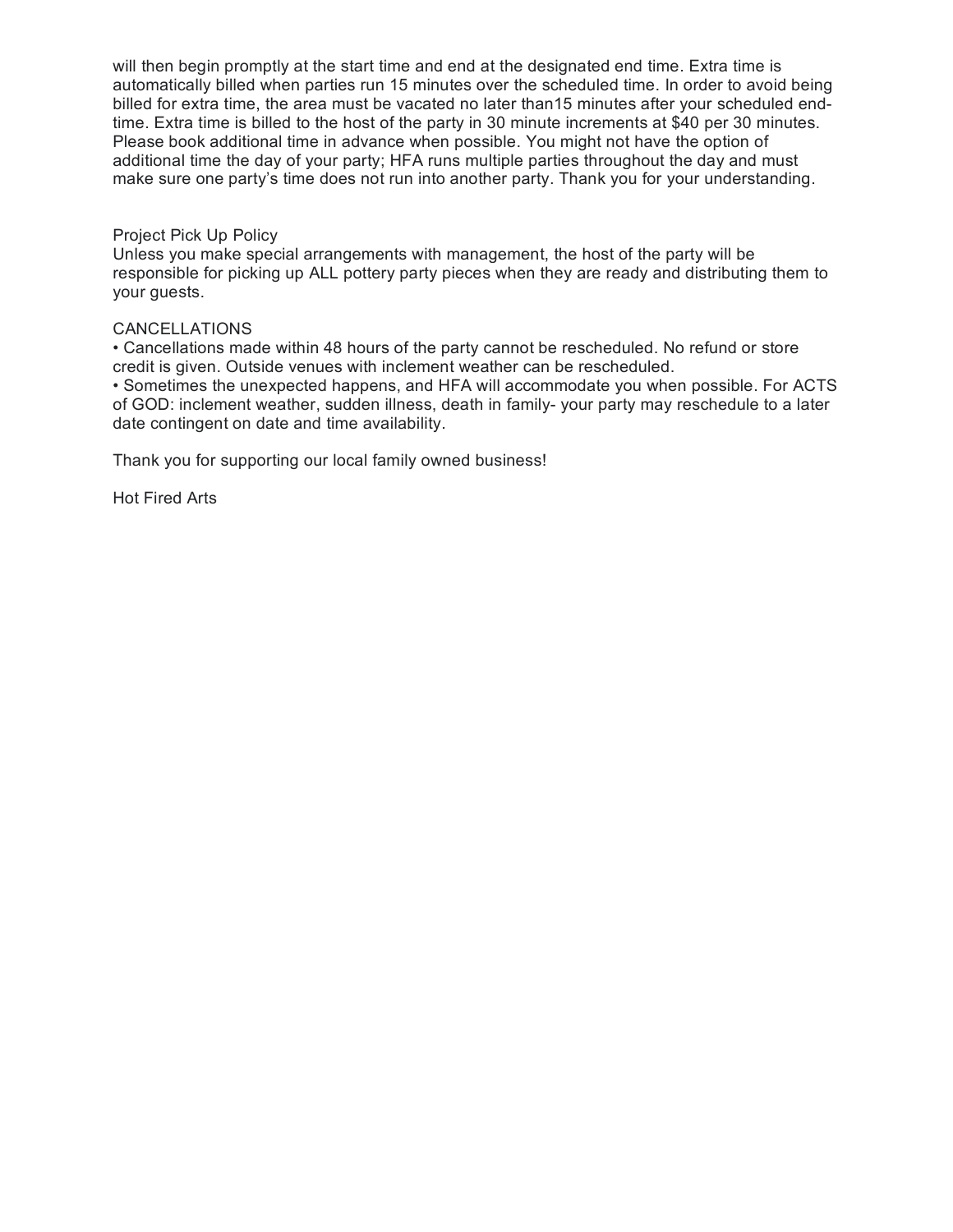will then begin promptly at the start time and end at the designated end time. Extra time is automatically billed when parties run 15 minutes over the scheduled time. In order to avoid being billed for extra time, the area must be vacated no later than15 minutes after your scheduled end-time. Extra time is billed to the host of the party in 30 minute increments at $40 per 30 minutes. Please book additional time in advance when possible. You might not have the option of additional time the day of your party; HFA runs multiple parties throughout the day and must make sure one party's time does not run into another party. Thank you for your understanding.

Project Pick Up Policy

Unless you make special arrangements with management, the host of the party will be responsible for picking up ALL pottery party pieces when they are ready and distributing them to your guests.

CANCELLATIONS

- Cancellations made within 48 hours of the party cannot be rescheduled. No refund or store credit is given. Outside venues with inclement weather can be rescheduled.
- Sometimes the unexpected happens, and HFA will accommodate you when possible. For ACTS of GOD: inclement weather, sudden illness, death in family- your party may reschedule to a later date contingent on date and time availability.

Thank you for supporting our local family owned business!

Hot Fired Arts